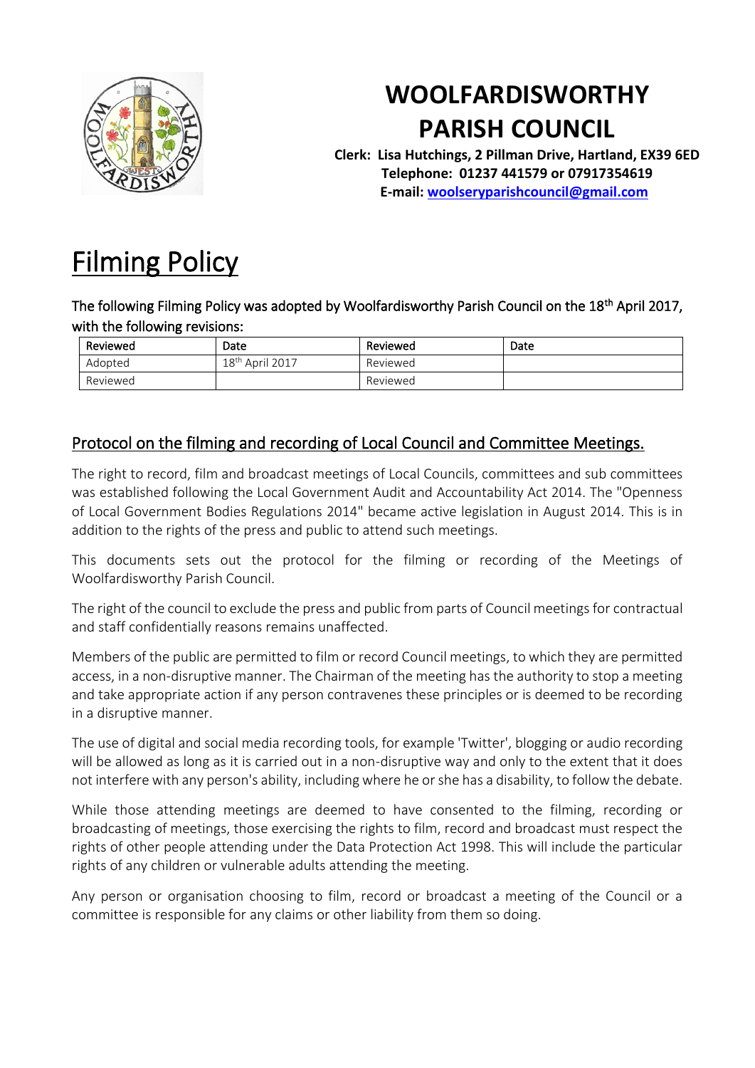# WOOLFARDISWORTHY PARISH COUNCIL

**Clerk: Lisa Hutchings, 2 Pillman Drive, Hartland, EX39 6ED**
**Telephone: 01237 441579 or 07917354619**
**E-mail: woolseryparishcouncil@gmail.com**

# Filming Policy

The following Filming Policy was adopted by Woolfardisworthy Parish Council on the 18th April 2017, with the following revisions:

| Reviewed | Date | Reviewed | Date |
|---|---|---|---|
| Adopted | 18th April 2017 | Reviewed | |
| Reviewed | | Reviewed | |

## Protocol on the filming and recording of Local Council and Committee Meetings.

The right to record, film and broadcast meetings of Local Councils, committees and sub committees was established following the Local Government Audit and Accountability Act 2014. The "Openness of Local Government Bodies Regulations 2014" became active legislation in August 2014. This is in addition to the rights of the press and public to attend such meetings.

This documents sets out the protocol for the filming or recording of the Meetings of Woolfardisworthy Parish Council.

The right of the council to exclude the press and public from parts of Council meetings for contractual and staff confidentially reasons remains unaffected.

Members of the public are permitted to film or record Council meetings, to which they are permitted access, in a non-disruptive manner. The Chairman of the meeting has the authority to stop a meeting and take appropriate action if any person contravenes these principles or is deemed to be recording in a disruptive manner.

The use of digital and social media recording tools, for example 'Twitter', blogging or audio recording will be allowed as long as it is carried out in a non-disruptive way and only to the extent that it does not interfere with any person's ability, including where he or she has a disability, to follow the debate.

While those attending meetings are deemed to have consented to the filming, recording or broadcasting of meetings, those exercising the rights to film, record and broadcast must respect the rights of other people attending under the Data Protection Act 1998. This will include the particular rights of any children or vulnerable adults attending the meeting.

Any person or organisation choosing to film, record or broadcast a meeting of the Council or a committee is responsible for any claims or other liability from them so doing.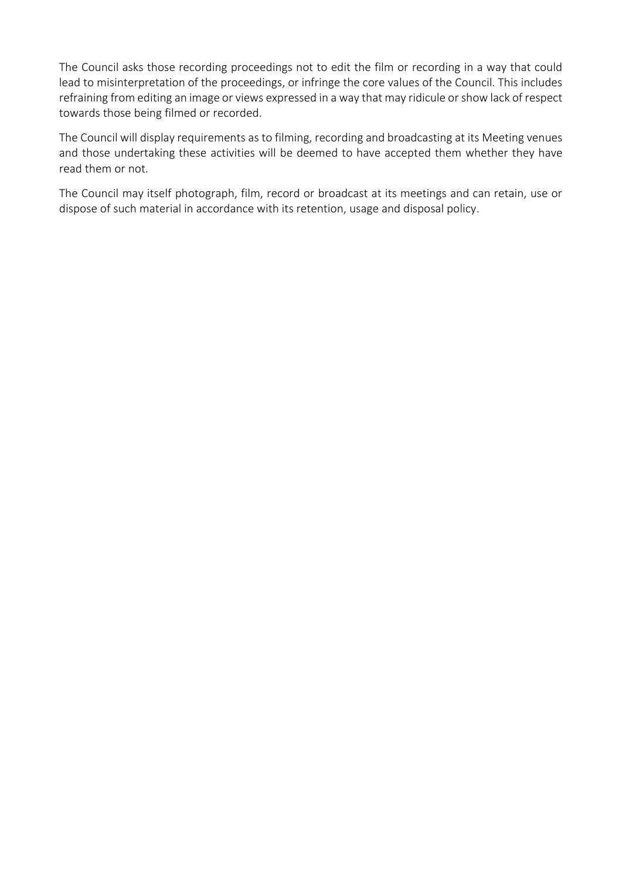The Council asks those recording proceedings not to edit the film or recording in a way that could lead to misinterpretation of the proceedings, or infringe the core values of the Council. This includes refraining from editing an image or views expressed in a way that may ridicule or show lack of respect towards those being filmed or recorded.

The Council will display requirements as to filming, recording and broadcasting at its Meeting venues and those undertaking these activities will be deemed to have accepted them whether they have read them or not.

The Council may itself photograph, film, record or broadcast at its meetings and can retain, use or dispose of such material in accordance with its retention, usage and disposal policy.